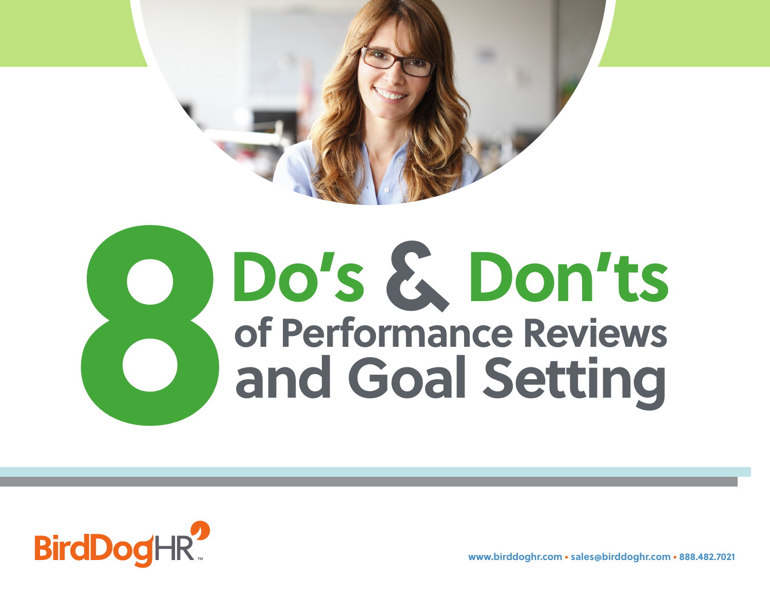# 8 Do's & Don'ts of Performance Reviews and Goal Setting

BirdDogHR™

www.birddoghr.com • sales@birddoghr.com • 888.482.7021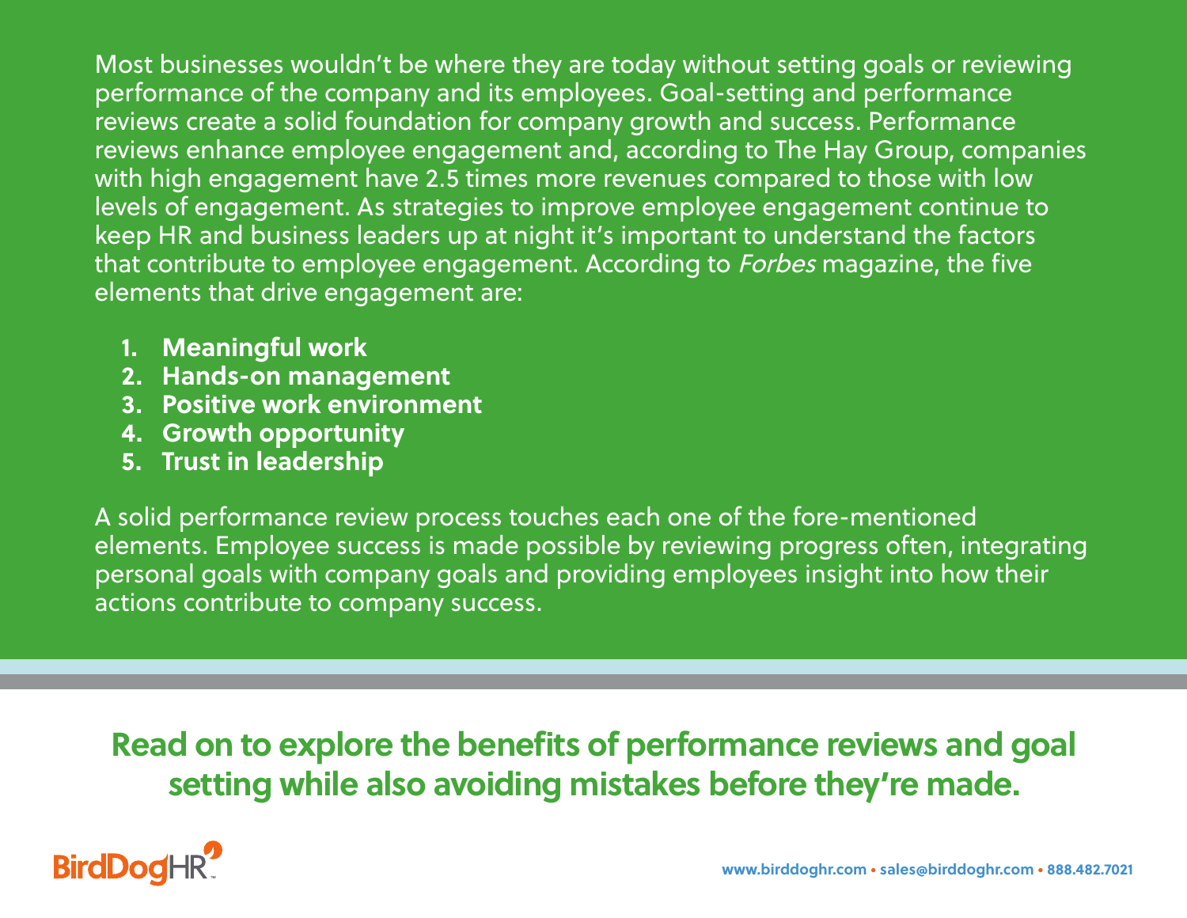Most businesses wouldn't be where they are today without setting goals or reviewing performance of the company and its employees. Goal-setting and performance reviews create a solid foundation for company growth and success. Performance reviews enhance employee engagement and, according to The Hay Group, companies with high engagement have 2.5 times more revenues compared to those with low levels of engagement. As strategies to improve employee engagement continue to keep HR and business leaders up at night it's important to understand the factors that contribute to employee engagement. According to *Forbes* magazine, the five elements that drive engagement are:

1. **Meaningful work**
2. **Hands-on management**
3. **Positive work environment**
4. **Growth opportunity**
5. **Trust in leadership**

A solid performance review process touches each one of the fore-mentioned elements. Employee success is made possible by reviewing progress often, integrating personal goals with company goals and providing employees insight into how their actions contribute to company success.

**Read on to explore the benefits of performance reviews and goal setting while also avoiding mistakes before they're made.**

BirdDogHR

www.birddoghr.com • sales@birddoghr.com • 888.482.7021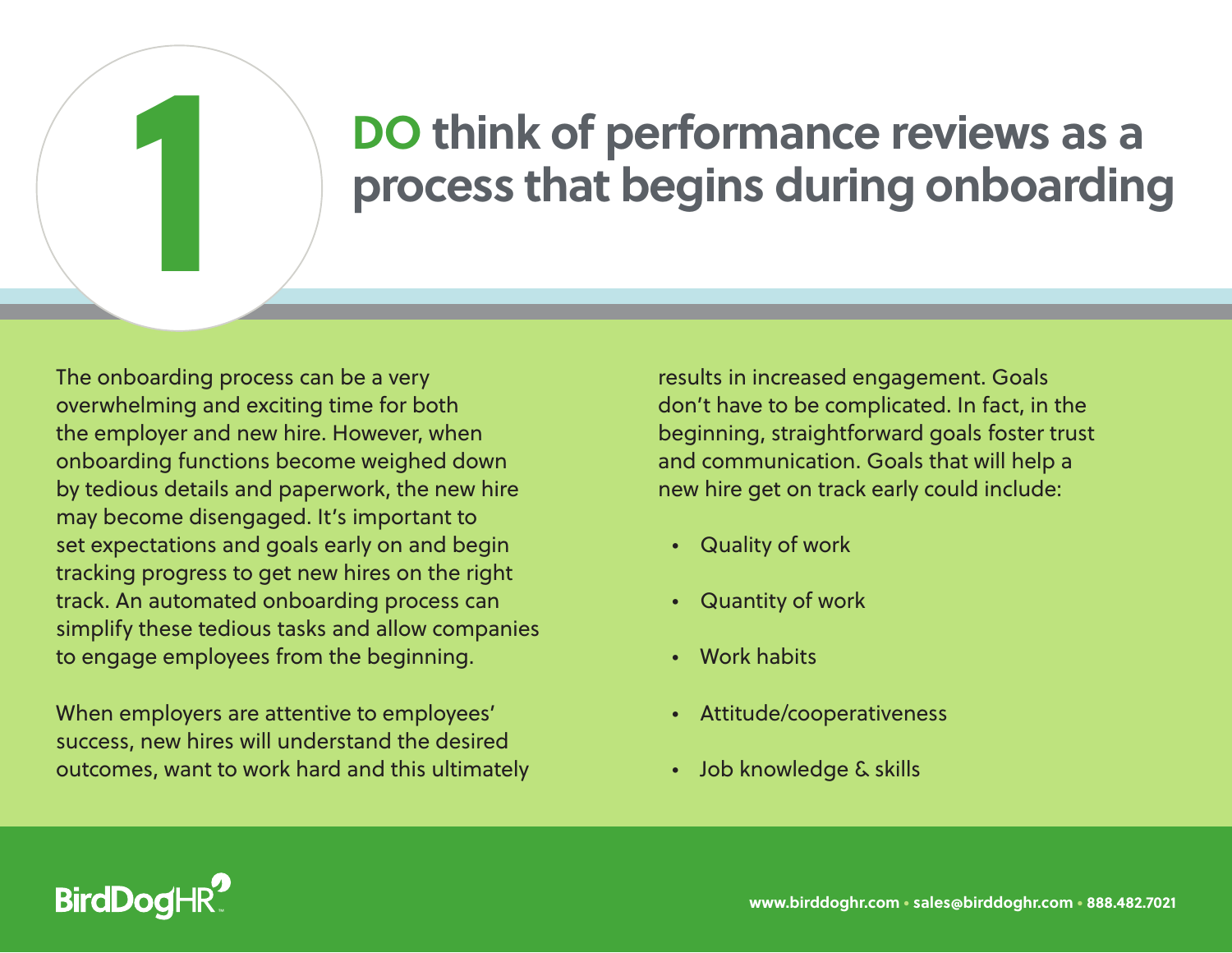# 1 DO think of performance reviews as a process that begins during onboarding

The onboarding process can be a very overwhelming and exciting time for both the employer and new hire. However, when onboarding functions become weighed down by tedious details and paperwork, the new hire may become disengaged. It's important to set expectations and goals early on and begin tracking progress to get new hires on the right track. An automated onboarding process can simplify these tedious tasks and allow companies to engage employees from the beginning.

When employers are attentive to employees' success, new hires will understand the desired outcomes, want to work hard and this ultimately results in increased engagement. Goals don't have to be complicated. In fact, in the beginning, straightforward goals foster trust and communication. Goals that will help a new hire get on track early could include:

- Quality of work
- Quantity of work
- Work habits
- Attitude/cooperativeness
- Job knowledge & skills

BirdDogHR

www.birddoghr.com • sales@birddoghr.com • 888.482.7021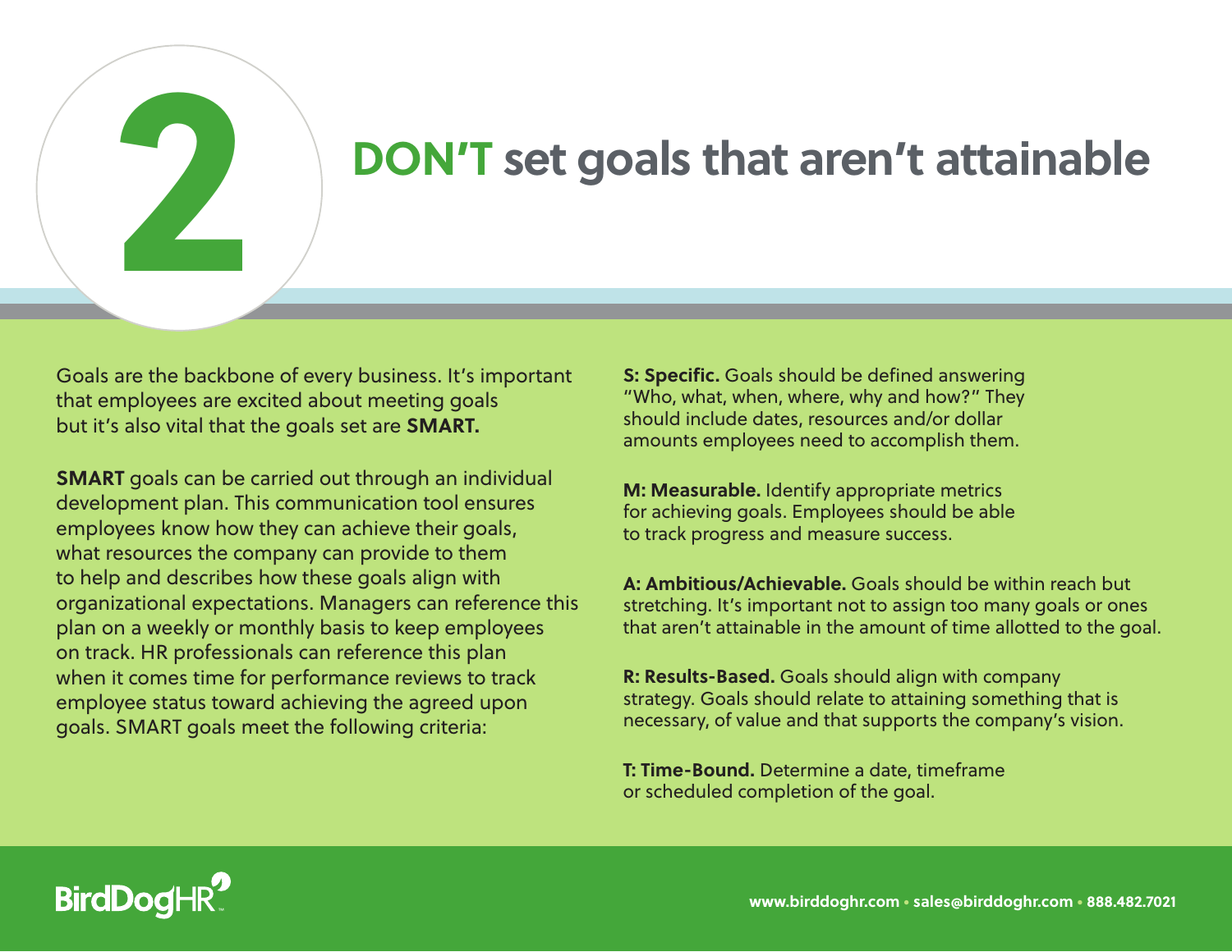# 2 DON'T set goals that aren't attainable

Goals are the backbone of every business. It's important that employees are excited about meeting goals but it's also vital that the goals set are **SMART.**

**SMART** goals can be carried out through an individual development plan. This communication tool ensures employees know how they can achieve their goals, what resources the company can provide to them to help and describes how these goals align with organizational expectations. Managers can reference this plan on a weekly or monthly basis to keep employees on track. HR professionals can reference this plan when it comes time for performance reviews to track employee status toward achieving the agreed upon goals. SMART goals meet the following criteria:

**S: Specific.** Goals should be defined answering "Who, what, when, where, why and how?" They should include dates, resources and/or dollar amounts employees need to accomplish them.

**M: Measurable.** Identify appropriate metrics for achieving goals. Employees should be able to track progress and measure success.

**A: Ambitious/Achievable.** Goals should be within reach but stretching. It's important not to assign too many goals or ones that aren't attainable in the amount of time allotted to the goal.

**R: Results-Based.** Goals should align with company strategy. Goals should relate to attaining something that is necessary, of value and that supports the company's vision.

**T: Time-Bound.** Determine a date, timeframe or scheduled completion of the goal.

BirdDogHR

www.birddoghr.com • sales@birddoghr.com • 888.482.7021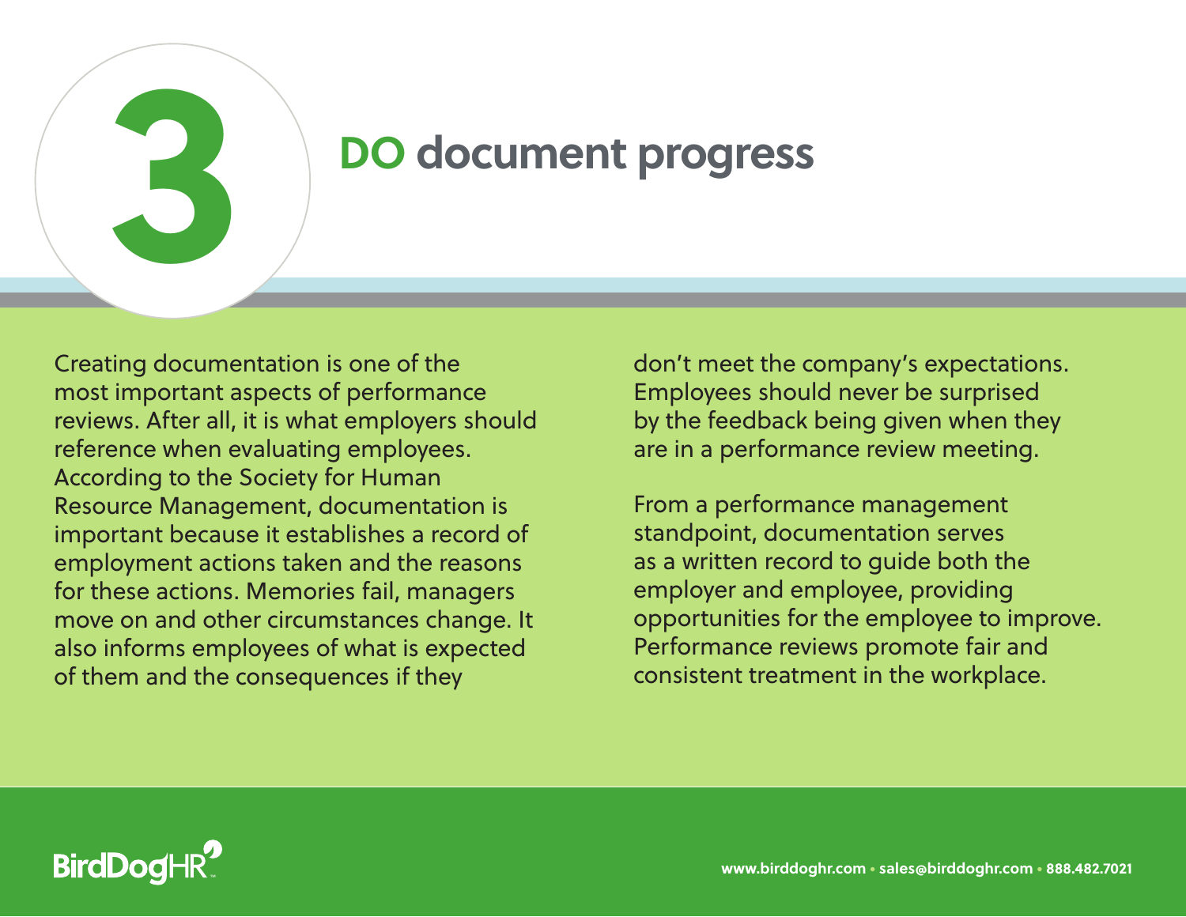# 3 DO document progress

Creating documentation is one of the most important aspects of performance reviews. After all, it is what employers should reference when evaluating employees. According to the Society for Human Resource Management, documentation is important because it establishes a record of employment actions taken and the reasons for these actions. Memories fail, managers move on and other circumstances change. It also informs employees of what is expected of them and the consequences if they don't meet the company's expectations. Employees should never be surprised by the feedback being given when they are in a performance review meeting.

From a performance management standpoint, documentation serves as a written record to guide both the employer and employee, providing opportunities for the employee to improve. Performance reviews promote fair and consistent treatment in the workplace.

BirdDogHR

www.birddoghr.com • sales@birddoghr.com • 888.482.7021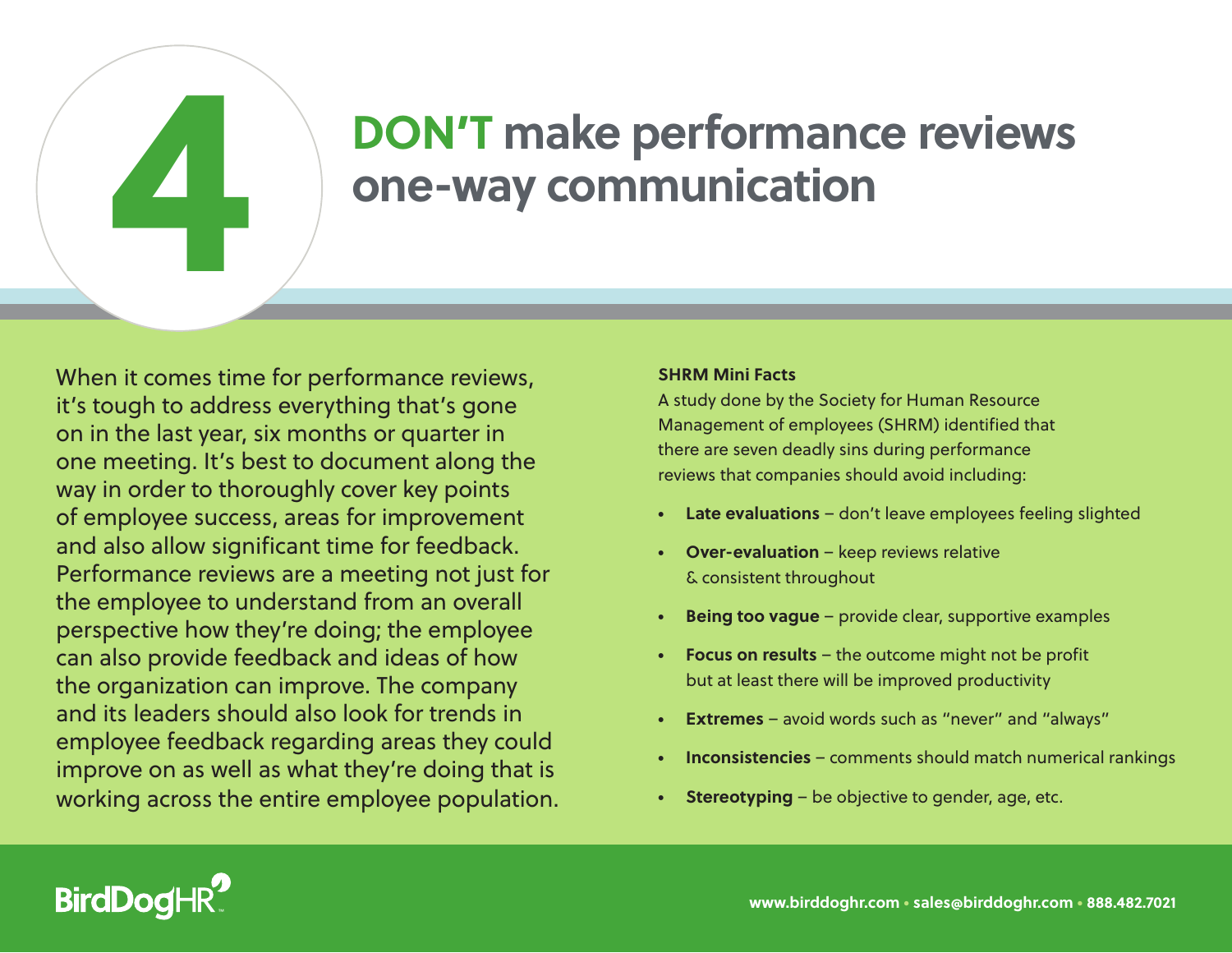# 4 DON'T make performance reviews one-way communication

When it comes time for performance reviews, it's tough to address everything that's gone on in the last year, six months or quarter in one meeting. It's best to document along the way in order to thoroughly cover key points of employee success, areas for improvement and also allow significant time for feedback. Performance reviews are a meeting not just for the employee to understand from an overall perspective how they're doing; the employee can also provide feedback and ideas of how the organization can improve. The company and its leaders should also look for trends in employee feedback regarding areas they could improve on as well as what they're doing that is working across the entire employee population.

**SHRM Mini Facts**

A study done by the Society for Human Resource Management of employees (SHRM) identified that there are seven deadly sins during performance reviews that companies should avoid including:

- **Late evaluations** – don't leave employees feeling slighted
- **Over-evaluation** – keep reviews relative & consistent throughout
- **Being too vague** – provide clear, supportive examples
- **Focus on results** – the outcome might not be profit but at least there will be improved productivity
- **Extremes** – avoid words such as "never" and "always"
- **Inconsistencies** – comments should match numerical rankings
- **Stereotyping** – be objective to gender, age, etc.

BirdDogHR

www.birddoghr.com • sales@birddoghr.com • 888.482.7021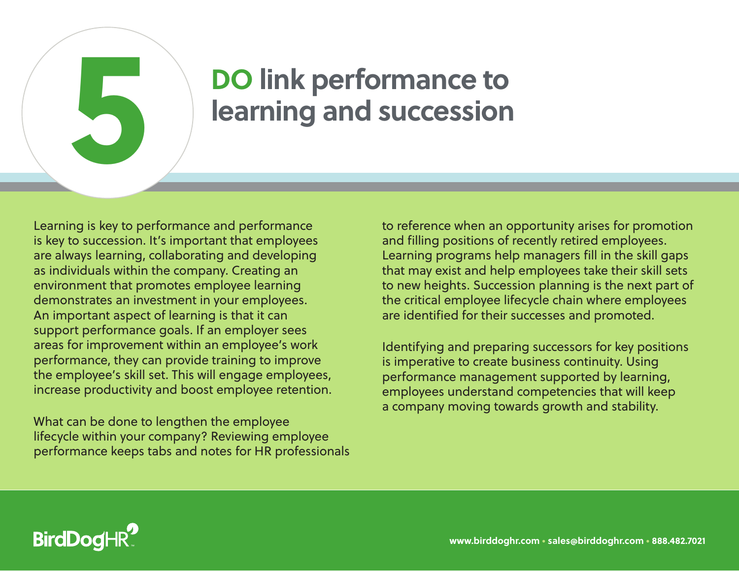# 5 DO link performance to learning and succession

Learning is key to performance and performance is key to succession. It's important that employees are always learning, collaborating and developing as individuals within the company. Creating an environment that promotes employee learning demonstrates an investment in your employees. An important aspect of learning is that it can support performance goals. If an employer sees areas for improvement within an employee's work performance, they can provide training to improve the employee's skill set. This will engage employees, increase productivity and boost employee retention.

What can be done to lengthen the employee lifecycle within your company? Reviewing employee performance keeps tabs and notes for HR professionals to reference when an opportunity arises for promotion and filling positions of recently retired employees. Learning programs help managers fill in the skill gaps that may exist and help employees take their skill sets to new heights. Succession planning is the next part of the critical employee lifecycle chain where employees are identified for their successes and promoted.

Identifying and preparing successors for key positions is imperative to create business continuity. Using performance management supported by learning, employees understand competencies that will keep a company moving towards growth and stability.

BirdDogHR

www.birddoghr.com • sales@birddoghr.com • 888.482.7021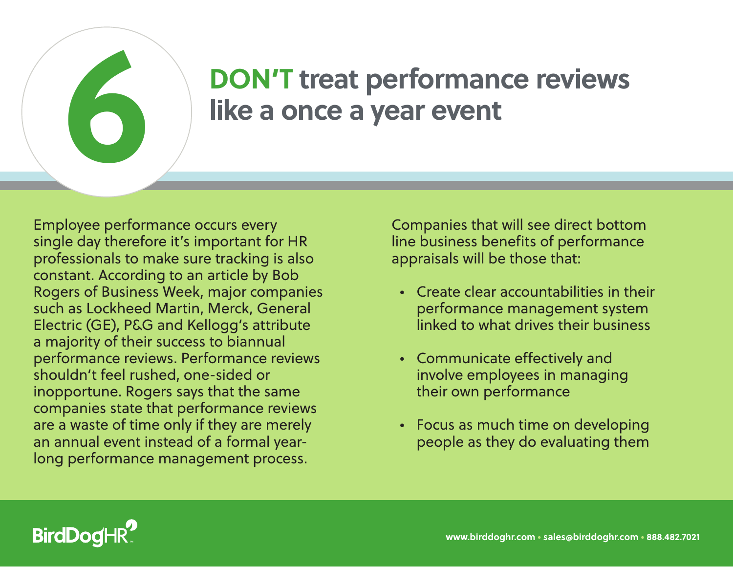# 6 DON'T treat performance reviews like a once a year event

Employee performance occurs every single day therefore it's important for HR professionals to make sure tracking is also constant. According to an article by Bob Rogers of Business Week, major companies such as Lockheed Martin, Merck, General Electric (GE), P&G and Kellogg's attribute a majority of their success to biannual performance reviews. Performance reviews shouldn't feel rushed, one-sided or inopportune. Rogers says that the same companies state that performance reviews are a waste of time only if they are merely an annual event instead of a formal year-long performance management process.

Companies that will see direct bottom line business benefits of performance appraisals will be those that:

- Create clear accountabilities in their performance management system linked to what drives their business
- Communicate effectively and involve employees in managing their own performance
- Focus as much time on developing people as they do evaluating them

BirdDogHR

www.birddoghr.com • sales@birddoghr.com • 888.482.7021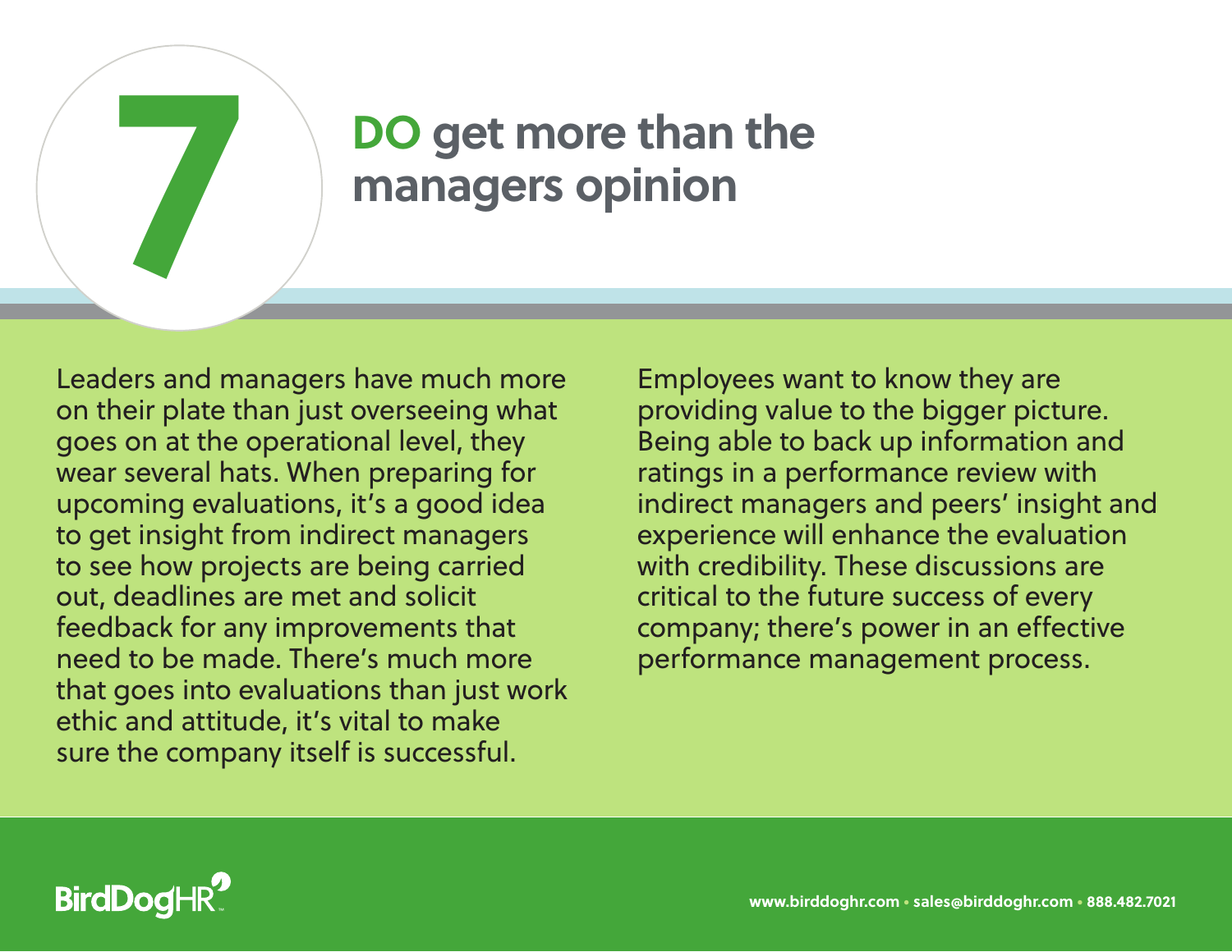# 7 DO get more than the managers opinion

Leaders and managers have much more on their plate than just overseeing what goes on at the operational level, they wear several hats. When preparing for upcoming evaluations, it's a good idea to get insight from indirect managers to see how projects are being carried out, deadlines are met and solicit feedback for any improvements that need to be made. There's much more that goes into evaluations than just work ethic and attitude, it's vital to make sure the company itself is successful.

Employees want to know they are providing value to the bigger picture. Being able to back up information and ratings in a performance review with indirect managers and peers' insight and experience will enhance the evaluation with credibility. These discussions are critical to the future success of every company; there's power in an effective performance management process.

BirdDogHR

www.birddoghr.com • sales@birddoghr.com • 888.482.7021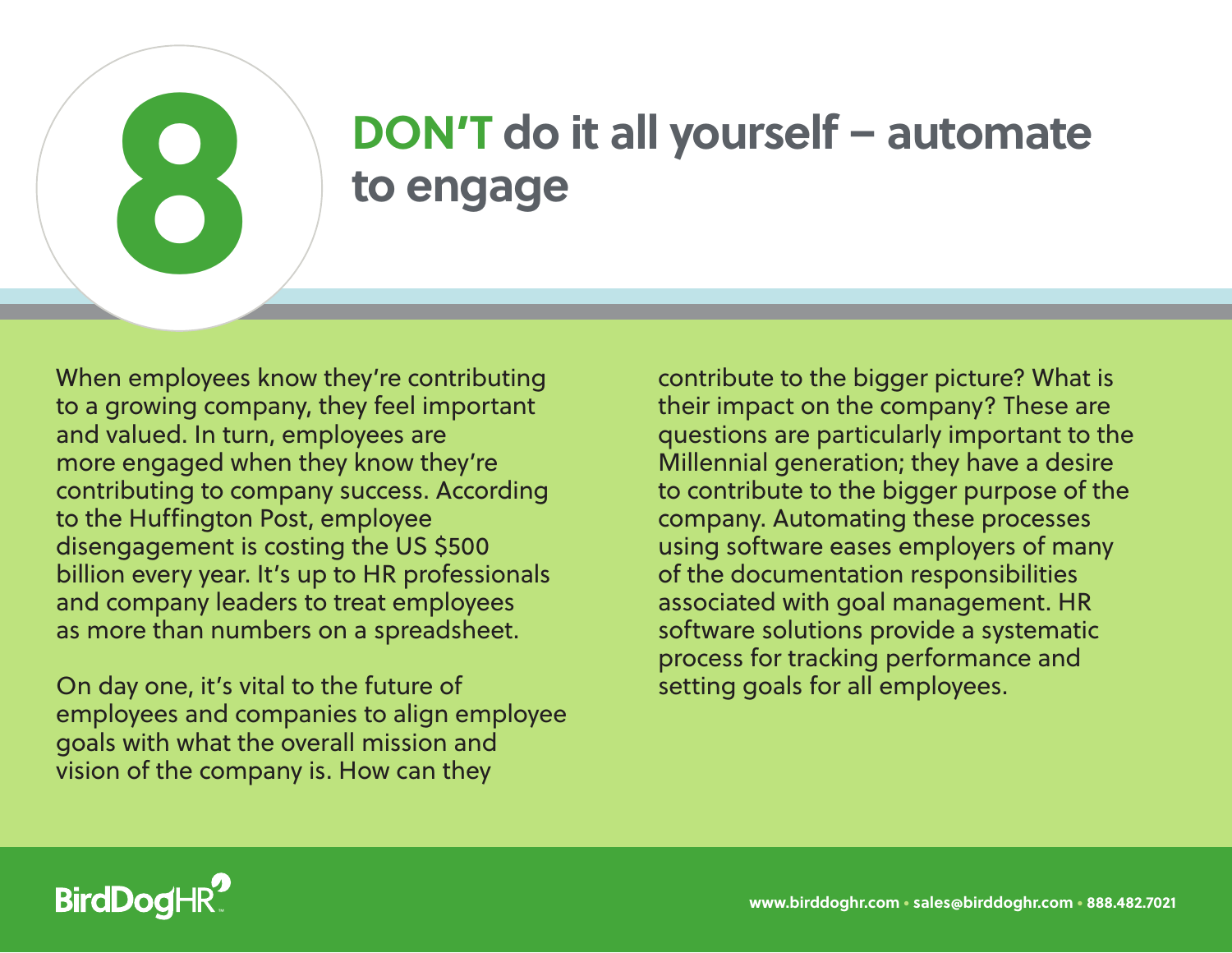# 8 DON'T do it all yourself – automate to engage

When employees know they're contributing to a growing company, they feel important and valued. In turn, employees are more engaged when they know they're contributing to company success. According to the Huffington Post, employee disengagement is costing the US $500 billion every year. It's up to HR professionals and company leaders to treat employees as more than numbers on a spreadsheet.

On day one, it's vital to the future of employees and companies to align employee goals with what the overall mission and vision of the company is. How can they contribute to the bigger picture? What is their impact on the company? These are questions are particularly important to the Millennial generation; they have a desire to contribute to the bigger purpose of the company. Automating these processes using software eases employers of many of the documentation responsibilities associated with goal management. HR software solutions provide a systematic process for tracking performance and setting goals for all employees.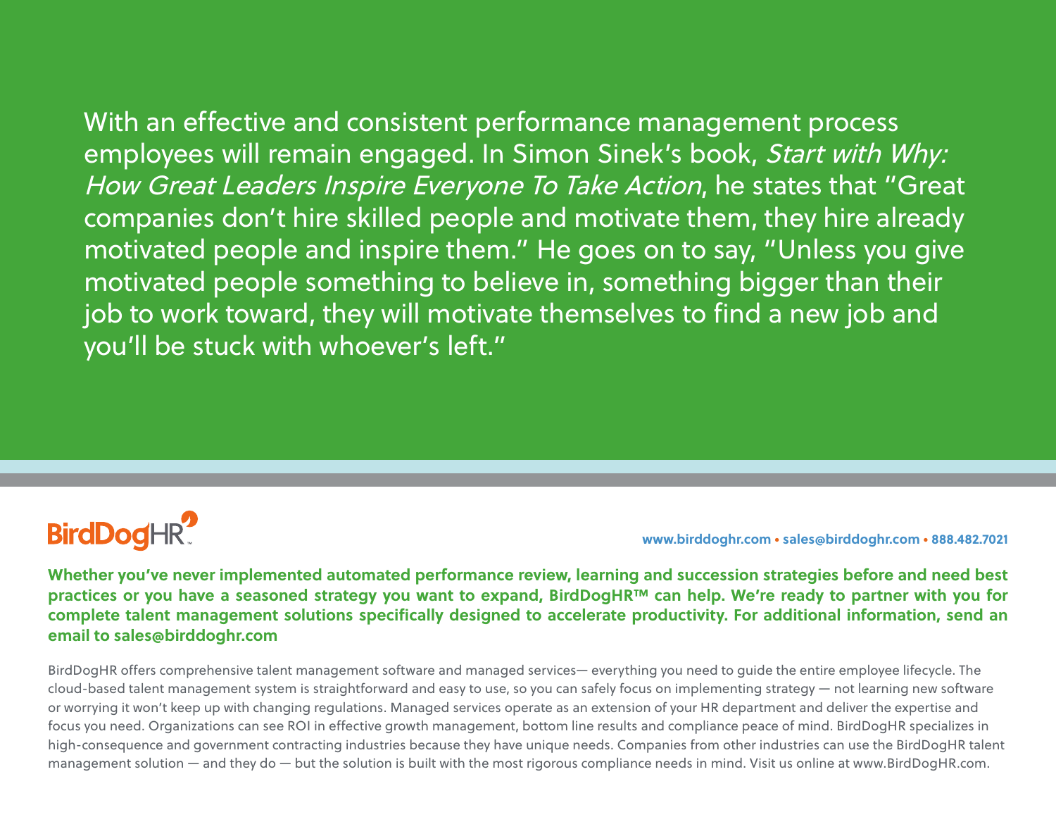With an effective and consistent performance management process employees will remain engaged. In Simon Sinek's book, *Start with Why: How Great Leaders Inspire Everyone To Take Action*, he states that "Great companies don't hire skilled people and motivate them, they hire already motivated people and inspire them." He goes on to say, "Unless you give motivated people something to believe in, something bigger than their job to work toward, they will motivate themselves to find a new job and you'll be stuck with whoever's left."

BirdDogHR

www.birddoghr.com • sales@birddoghr.com • 888.482.7021

**Whether you've never implemented automated performance review, learning and succession strategies before and need best practices or you have a seasoned strategy you want to expand, BirdDogHR™ can help. We're ready to partner with you for complete talent management solutions specifically designed to accelerate productivity. For additional information, send an email to sales@birddoghr.com**

BirdDogHR offers comprehensive talent management software and managed services— everything you need to guide the entire employee lifecycle. The cloud-based talent management system is straightforward and easy to use, so you can safely focus on implementing strategy — not learning new software or worrying it won't keep up with changing regulations. Managed services operate as an extension of your HR department and deliver the expertise and focus you need. Organizations can see ROI in effective growth management, bottom line results and compliance peace of mind. BirdDogHR specializes in high-consequence and government contracting industries because they have unique needs. Companies from other industries can use the BirdDogHR talent management solution — and they do — but the solution is built with the most rigorous compliance needs in mind. Visit us online at www.BirdDogHR.com.